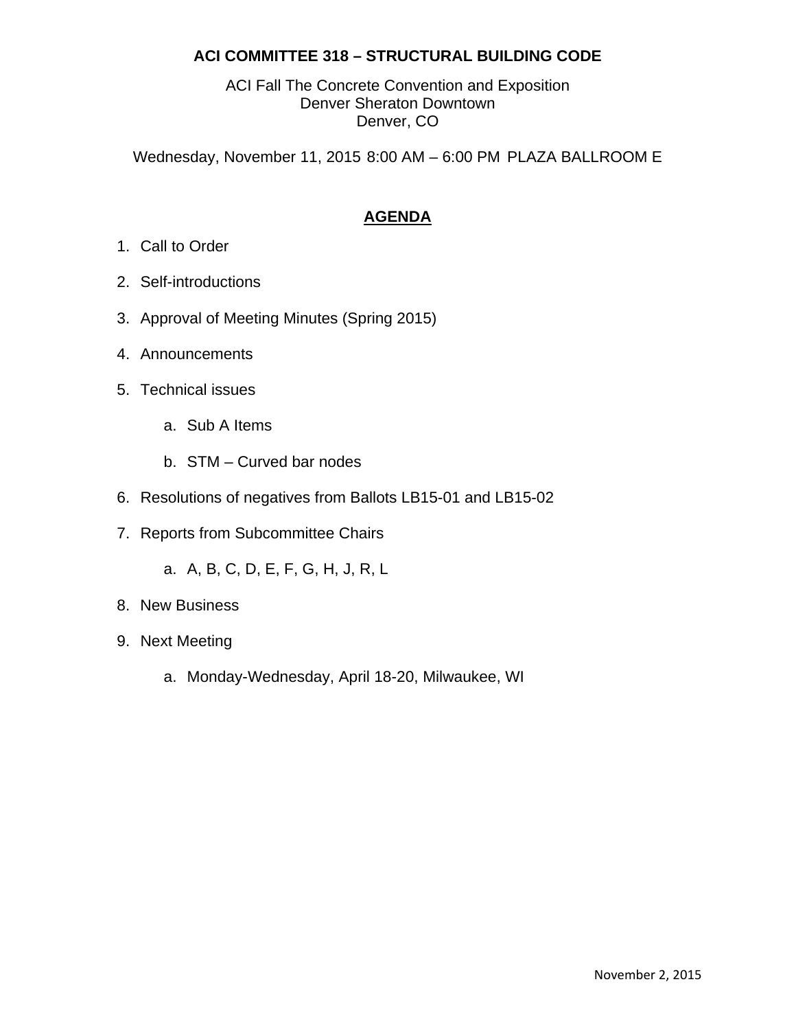**ACI COMMITTEE 318 – STRUCTURAL BUILDING CODE**

ACI Fall The Concrete Convention and Exposition
Denver Sheraton Downtown
Denver, CO

Wednesday, November 11, 2015 8:00 AM – 6:00 PM PLAZA BALLROOM E

## AGENDA

1. Call to Order
2. Self-introductions
3. Approval of Meeting Minutes (Spring 2015)
4. Announcements
5. Technical issues
   a. Sub A Items
   b. STM – Curved bar nodes
6. Resolutions of negatives from Ballots LB15-01 and LB15-02
7. Reports from Subcommittee Chairs
   a. A, B, C, D, E, F, G, H, J, R, L
8. New Business
9. Next Meeting
   a. Monday-Wednesday, April 18-20, Milwaukee, WI

November 2, 2015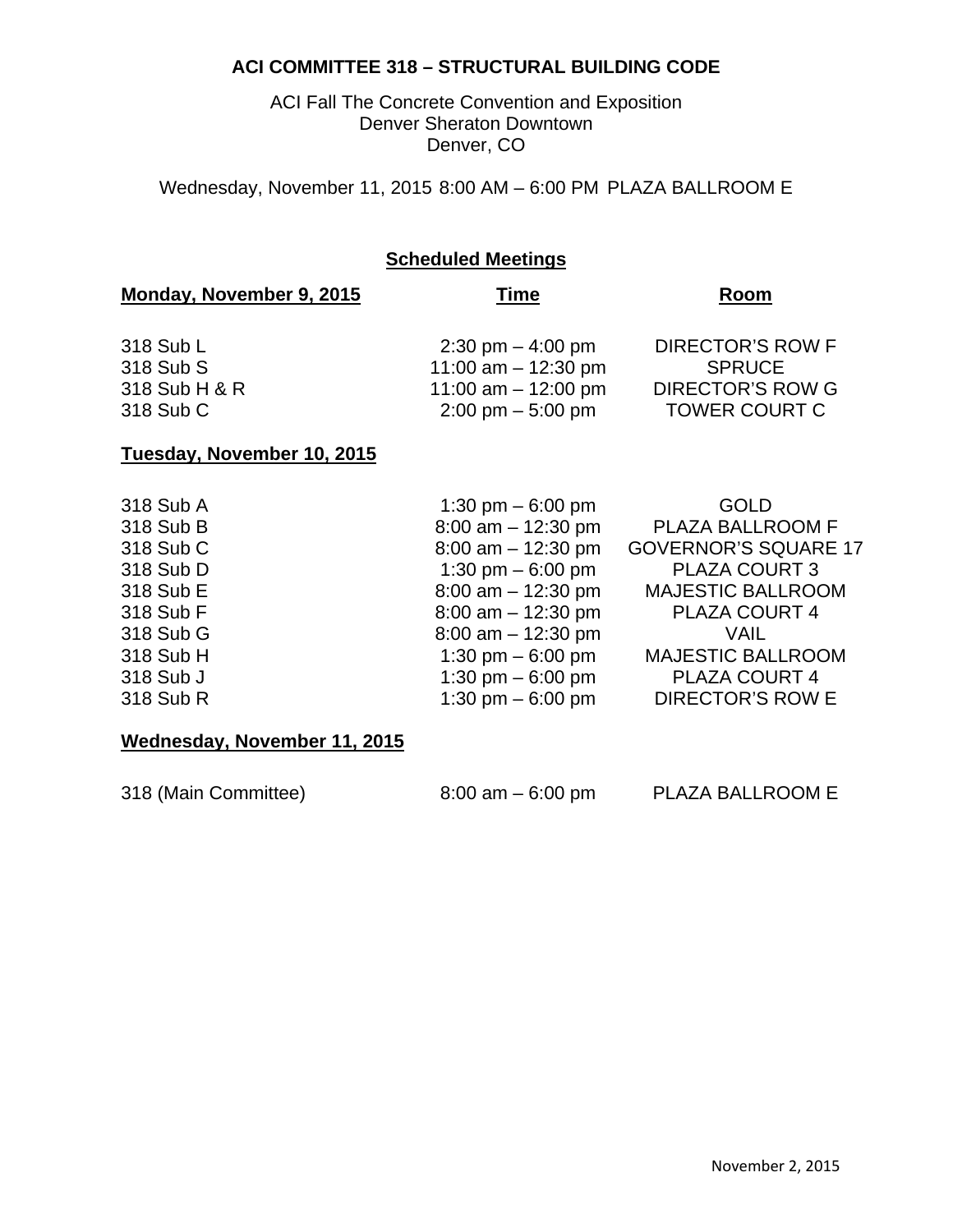**ACI COMMITTEE 318 – STRUCTURAL BUILDING CODE**

ACI Fall The Concrete Convention and Exposition
Denver Sheraton Downtown
Denver, CO

Wednesday, November 11, 2015 8:00 AM – 6:00 PM PLAZA BALLROOM E

## Scheduled Meetings

| Monday, November 9, 2015 | Time | Room |
|---|---|---|
| 318 Sub L | 2:30 pm – 4:00 pm | DIRECTOR'S ROW F |
| 318 Sub S | 11:00 am – 12:30 pm | SPRUCE |
| 318 Sub H & R | 11:00 am – 12:00 pm | DIRECTOR'S ROW G |
| 318 Sub C | 2:00 pm – 5:00 pm | TOWER COURT C |
| **Tuesday, November 10, 2015** | | |
| 318 Sub A | 1:30 pm – 6:00 pm | GOLD |
| 318 Sub B | 8:00 am – 12:30 pm | PLAZA BALLROOM F |
| 318 Sub C | 8:00 am – 12:30 pm | GOVERNOR'S SQUARE 17 |
| 318 Sub D | 1:30 pm – 6:00 pm | PLAZA COURT 3 |
| 318 Sub E | 8:00 am – 12:30 pm | MAJESTIC BALLROOM |
| 318 Sub F | 8:00 am – 12:30 pm | PLAZA COURT 4 |
| 318 Sub G | 8:00 am – 12:30 pm | VAIL |
| 318 Sub H | 1:30 pm – 6:00 pm | MAJESTIC BALLROOM |
| 318 Sub J | 1:30 pm – 6:00 pm | PLAZA COURT 4 |
| 318 Sub R | 1:30 pm – 6:00 pm | DIRECTOR'S ROW E |
| **Wednesday, November 11, 2015** | | |
| 318 (Main Committee) | 8:00 am – 6:00 pm | PLAZA BALLROOM E |

November 2, 2015